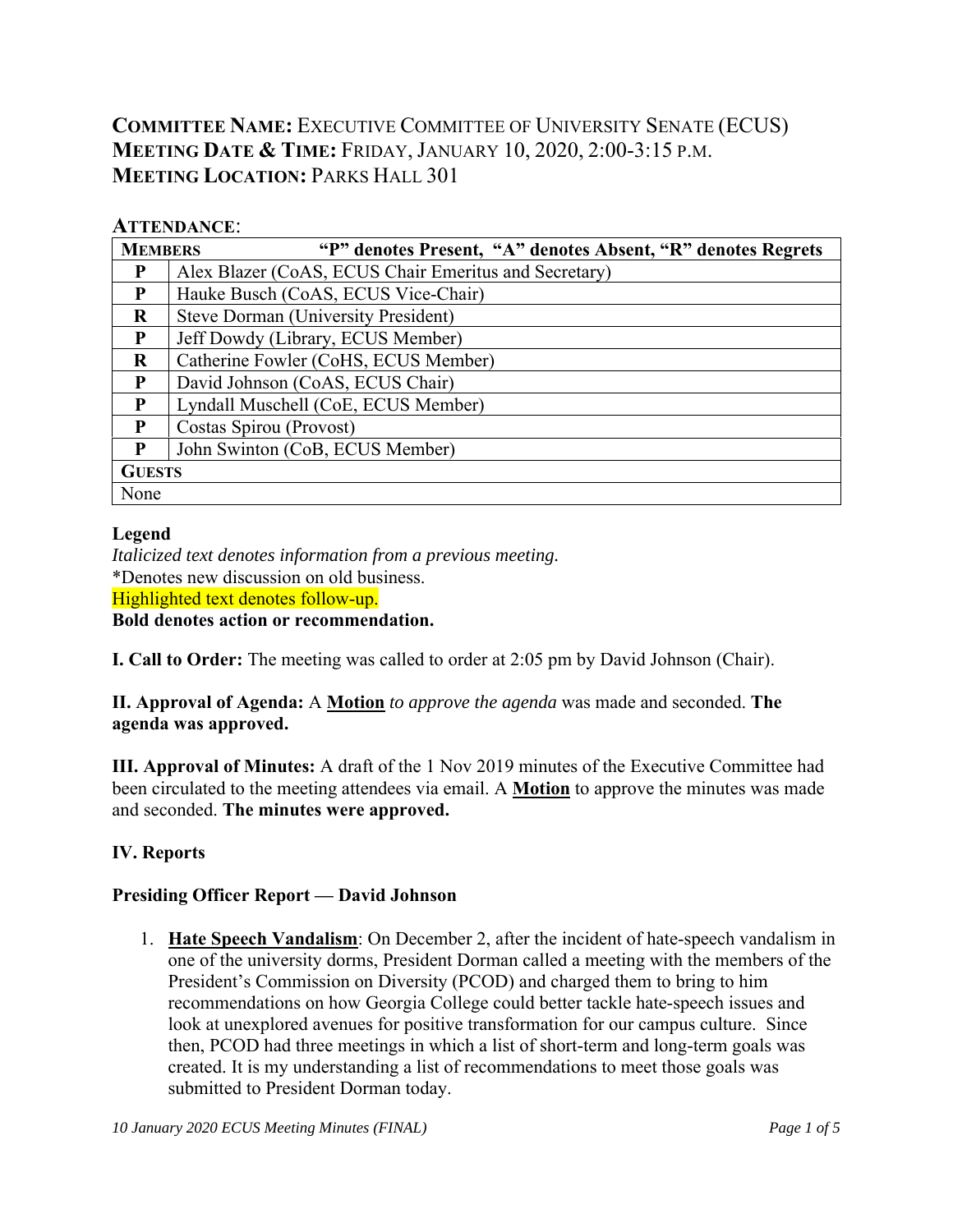**COMMITTEE NAME:** EXECUTIVE COMMITTEE OF UNIVERSITY SENATE (ECUS)
**MEETING DATE & TIME:** FRIDAY, JANUARY 10, 2020, 2:00-3:15 P.M.
**MEETING LOCATION:** PARKS HALL 301

**ATTENDANCE**:

| **MEMBERS** | **"P" denotes Present, "A" denotes Absent, "R" denotes Regrets** |
|---|---|
| **P** | Alex Blazer (CoAS, ECUS Chair Emeritus and Secretary) |
| **P** | Hauke Busch (CoAS, ECUS Vice-Chair) |
| **R** | Steve Dorman (University President) |
| **P** | Jeff Dowdy (Library, ECUS Member) |
| **R** | Catherine Fowler (CoHS, ECUS Member) |
| **P** | David Johnson (CoAS, ECUS Chair) |
| **P** | Lyndall Muschell (CoE, ECUS Member) |
| **P** | Costas Spirou (Provost) |
| **P** | John Swinton (CoB, ECUS Member) |
| **GUESTS** | |
| None | |

**Legend**
*Italicized text denotes information from a previous meeting.*
*Denotes new discussion on old business.
Highlighted text denotes follow-up.
**Bold denotes action or recommendation.**

**I. Call to Order:** The meeting was called to order at 2:05 pm by David Johnson (Chair).

**II. Approval of Agenda:** A **Motion** *to approve the agenda* was made and seconded. **The agenda was approved.**

**III. Approval of Minutes:** A draft of the 1 Nov 2019 minutes of the Executive Committee had been circulated to the meeting attendees via email. A **Motion** to approve the minutes was made and seconded. **The minutes were approved.**

**IV. Reports**

**Presiding Officer Report — David Johnson**

1. **Hate Speech Vandalism**: On December 2, after the incident of hate-speech vandalism in one of the university dorms, President Dorman called a meeting with the members of the President's Commission on Diversity (PCOD) and charged them to bring to him recommendations on how Georgia College could better tackle hate-speech issues and look at unexplored avenues for positive transformation for our campus culture. Since then, PCOD had three meetings in which a list of short-term and long-term goals was created. It is my understanding a list of recommendations to meet those goals was submitted to President Dorman today.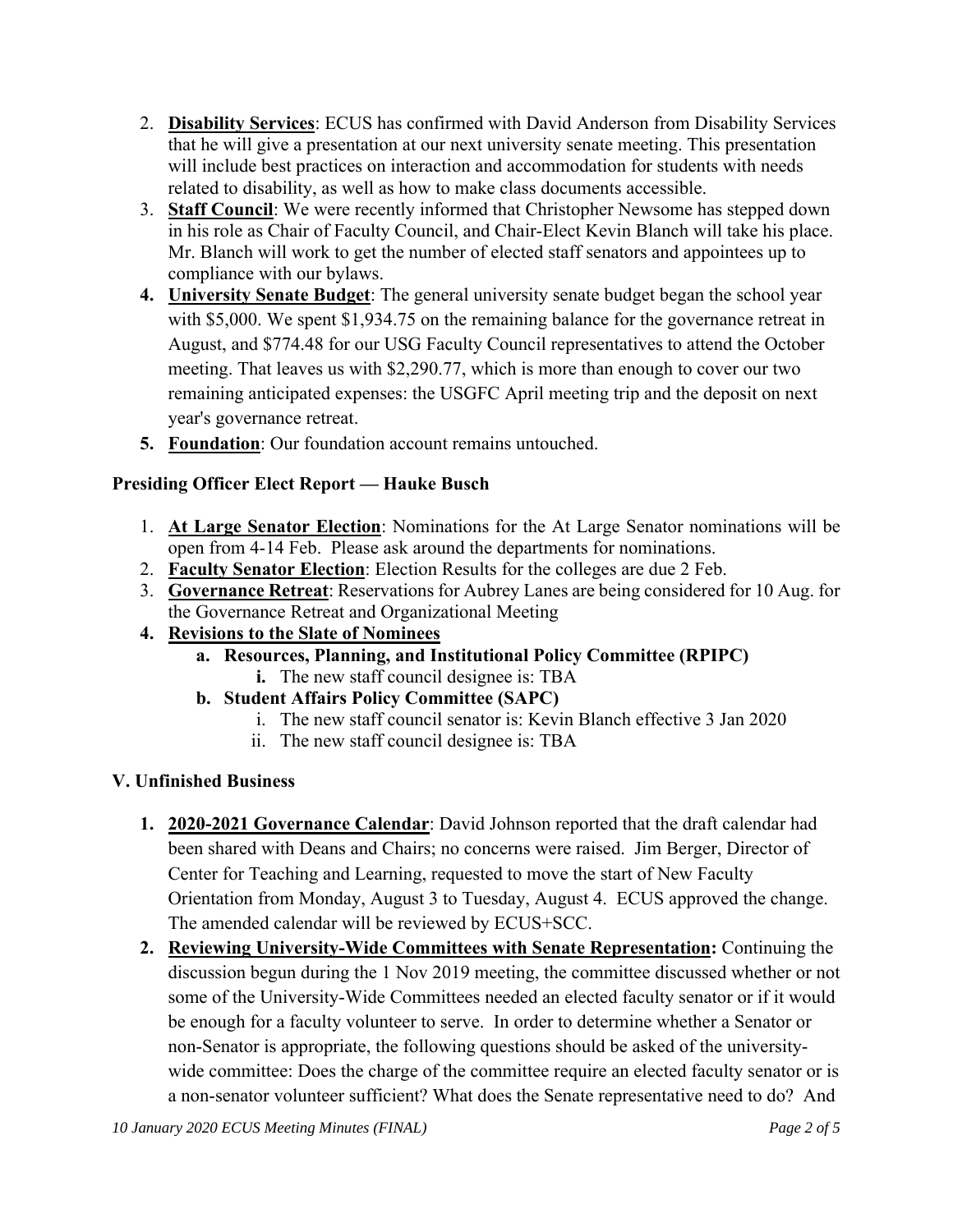2. **Disability Services**: ECUS has confirmed with David Anderson from Disability Services that he will give a presentation at our next university senate meeting. This presentation will include best practices on interaction and accommodation for students with needs related to disability, as well as how to make class documents accessible.
3. **Staff Council**: We were recently informed that Christopher Newsome has stepped down in his role as Chair of Faculty Council, and Chair-Elect Kevin Blanch will take his place. Mr. Blanch will work to get the number of elected staff senators and appointees up to compliance with our bylaws.
4. **University Senate Budget**: The general university senate budget began the school year with $5,000. We spent $1,934.75 on the remaining balance for the governance retreat in August, and $774.48 for our USG Faculty Council representatives to attend the October meeting. That leaves us with $2,290.77, which is more than enough to cover our two remaining anticipated expenses: the USGFC April meeting trip and the deposit on next year's governance retreat.
5. **Foundation**: Our foundation account remains untouched.

### Presiding Officer Elect Report — Hauke Busch

1. **At Large Senator Election**: Nominations for the At Large Senator nominations will be open from 4-14 Feb. Please ask around the departments for nominations.
2. **Faculty Senator Election**: Election Results for the colleges are due 2 Feb.
3. **Governance Retreat**: Reservations for Aubrey Lanes are being considered for 10 Aug. for the Governance Retreat and Organizational Meeting
4. **Revisions to the Slate of Nominees**
   a. **Resources, Planning, and Institutional Policy Committee (RPIPC)**
      i. The new staff council designee is: TBA
   b. **Student Affairs Policy Committee (SAPC)**
      i. The new staff council senator is: Kevin Blanch effective 3 Jan 2020
      ii. The new staff council designee is: TBA

### V. Unfinished Business

1. **2020-2021 Governance Calendar**: David Johnson reported that the draft calendar had been shared with Deans and Chairs; no concerns were raised. Jim Berger, Director of Center for Teaching and Learning, requested to move the start of New Faculty Orientation from Monday, August 3 to Tuesday, August 4. ECUS approved the change. The amended calendar will be reviewed by ECUS+SCC.
2. **Reviewing University-Wide Committees with Senate Representation:** Continuing the discussion begun during the 1 Nov 2019 meeting, the committee discussed whether or not some of the University-Wide Committees needed an elected faculty senator or if it would be enough for a faculty volunteer to serve. In order to determine whether a Senator or non-Senator is appropriate, the following questions should be asked of the university-wide committee: Does the charge of the committee require an elected faculty senator or is a non-senator volunteer sufficient? What does the Senate representative need to do? And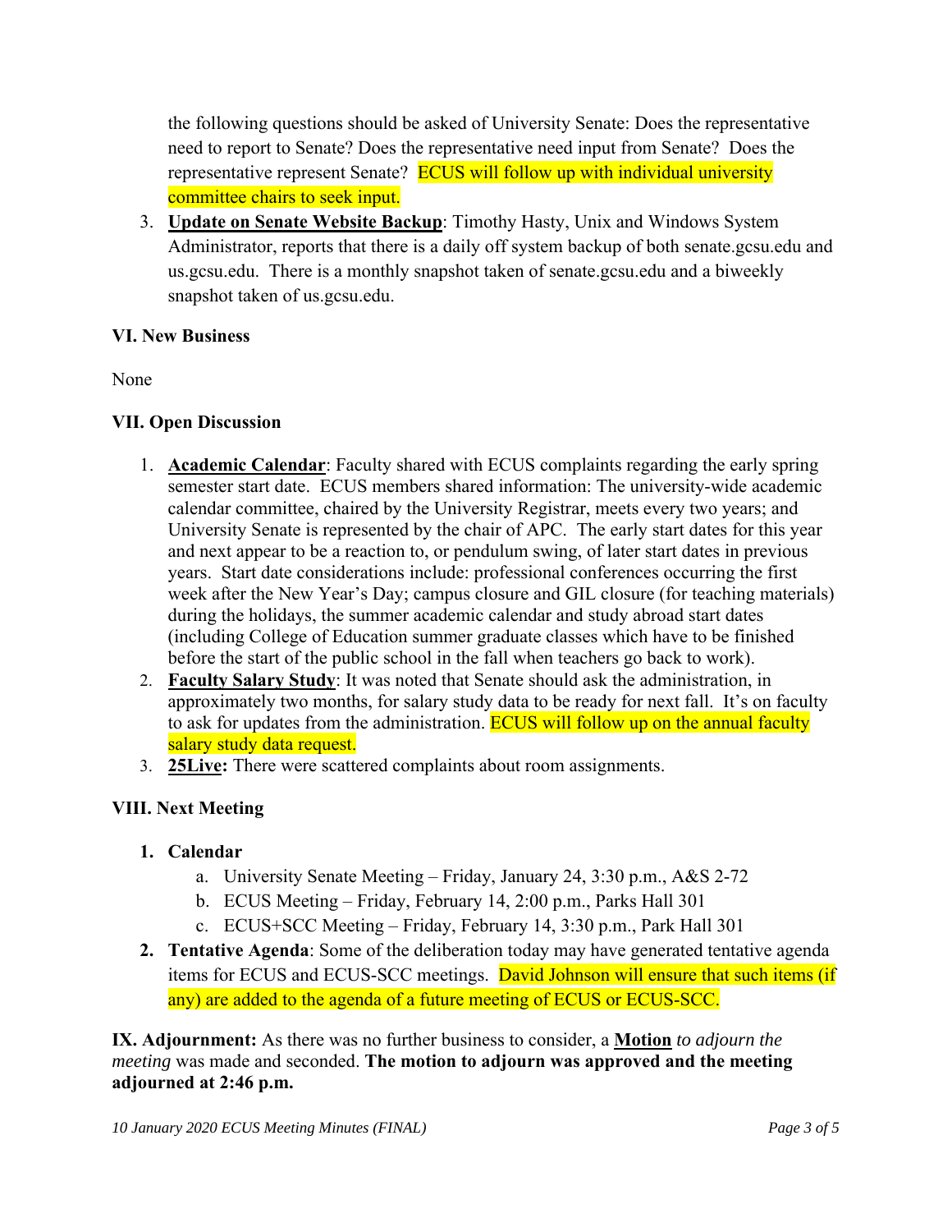the following questions should be asked of University Senate: Does the representative need to report to Senate? Does the representative need input from Senate? Does the representative represent Senate? ECUS will follow up with individual university committee chairs to seek input.

3. **Update on Senate Website Backup**: Timothy Hasty, Unix and Windows System Administrator, reports that there is a daily off system backup of both senate.gcsu.edu and us.gcsu.edu. There is a monthly snapshot taken of senate.gcsu.edu and a biweekly snapshot taken of us.gcsu.edu.

### VI. New Business

None

### VII. Open Discussion

1. **Academic Calendar**: Faculty shared with ECUS complaints regarding the early spring semester start date. ECUS members shared information: The university-wide academic calendar committee, chaired by the University Registrar, meets every two years; and University Senate is represented by the chair of APC. The early start dates for this year and next appear to be a reaction to, or pendulum swing, of later start dates in previous years. Start date considerations include: professional conferences occurring the first week after the New Year's Day; campus closure and GIL closure (for teaching materials) during the holidays, the summer academic calendar and study abroad start dates (including College of Education summer graduate classes which have to be finished before the start of the public school in the fall when teachers go back to work).
2. **Faculty Salary Study**: It was noted that Senate should ask the administration, in approximately two months, for salary study data to be ready for next fall. It's on faculty to ask for updates from the administration. ECUS will follow up on the annual faculty salary study data request.
3. **25Live:** There were scattered complaints about room assignments.

### VIII. Next Meeting

1. **Calendar**
   a. University Senate Meeting – Friday, January 24, 3:30 p.m., A&S 2-72
   b. ECUS Meeting – Friday, February 14, 2:00 p.m., Parks Hall 301
   c. ECUS+SCC Meeting – Friday, February 14, 3:30 p.m., Park Hall 301
2. **Tentative Agenda**: Some of the deliberation today may have generated tentative agenda items for ECUS and ECUS-SCC meetings. David Johnson will ensure that such items (if any) are added to the agenda of a future meeting of ECUS or ECUS-SCC.

**IX. Adjournment:** As there was no further business to consider, a **Motion** *to adjourn the meeting* was made and seconded. **The motion to adjourn was approved and the meeting adjourned at 2:46 p.m.**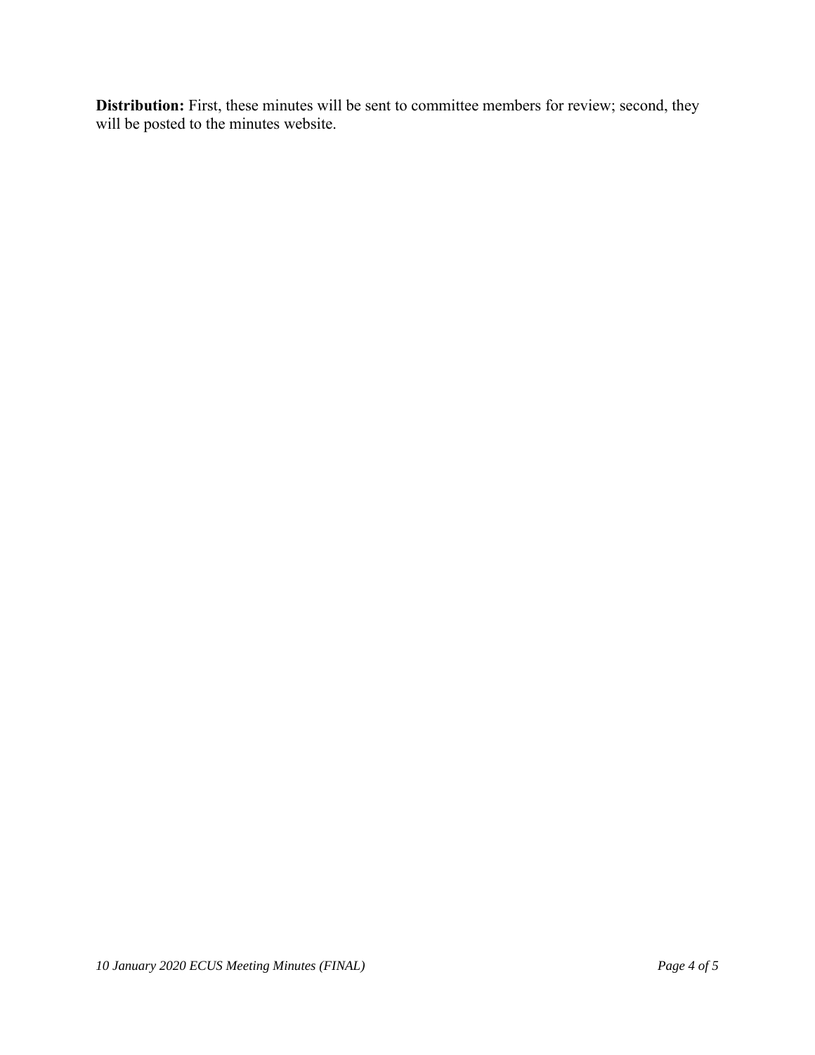**Distribution:** First, these minutes will be sent to committee members for review; second, they will be posted to the minutes website.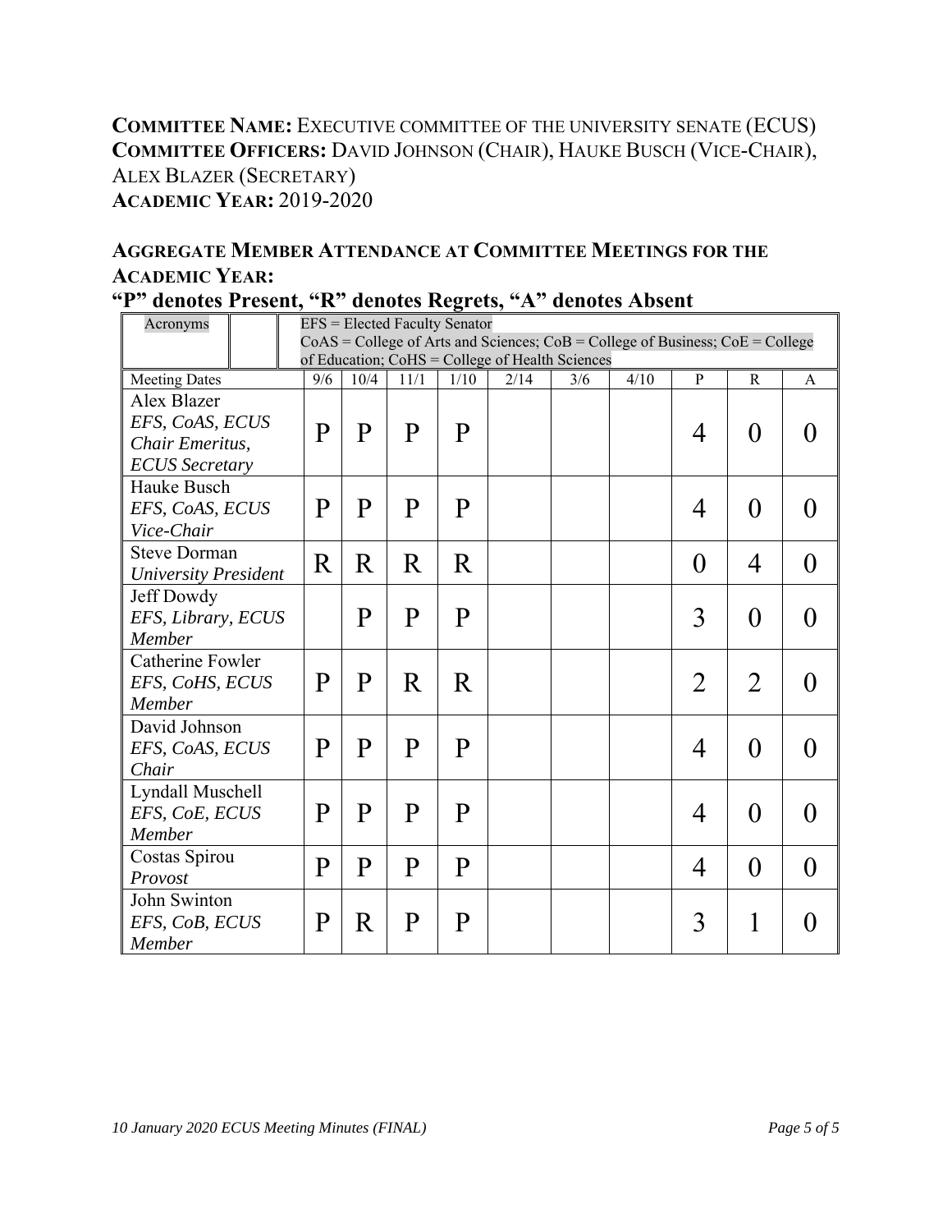**COMMITTEE NAME:** EXECUTIVE COMMITTEE OF THE UNIVERSITY SENATE (ECUS)
**COMMITTEE OFFICERS:** DAVID JOHNSON (CHAIR), HAUKE BUSCH (VICE-CHAIR), ALEX BLAZER (SECRETARY)
**ACADEMIC YEAR:** 2019-2020

## AGGREGATE MEMBER ATTENDANCE AT COMMITTEE MEETINGS FOR THE ACADEMIC YEAR:

## "P" denotes Present, "R" denotes Regrets, "A" denotes Absent

| Acronyms | EFS = Elected Faculty Senator; CoAS = College of Arts and Sciences; CoB = College of Business; CoE = College of Education; CoHS = College of Health Sciences | | | | | | | | |
|---|---|---|---|---|---|---|---|---|---|
| Meeting Dates | 9/6 | 10/4 | 11/1 | 1/10 | 2/14 | 3/6 | 4/10 | P | R | A |
| Alex Blazer *EFS, CoAS, ECUS Chair Emeritus, ECUS Secretary* | P | P | P | P | | | | 4 | 0 | 0 |
| Hauke Busch *EFS, CoAS, ECUS Vice-Chair* | P | P | P | P | | | | 4 | 0 | 0 |
| Steve Dorman *University President* | R | R | R | R | | | | 0 | 4 | 0 |
| Jeff Dowdy *EFS, Library, ECUS Member* | | P | P | P | | | | 3 | 0 | 0 |
| Catherine Fowler *EFS, CoHS, ECUS Member* | P | P | R | R | | | | 2 | 2 | 0 |
| David Johnson *EFS, CoAS, ECUS Chair* | P | P | P | P | | | | 4 | 0 | 0 |
| Lyndall Muschell *EFS, CoE, ECUS Member* | P | P | P | P | | | | 4 | 0 | 0 |
| Costas Spirou *Provost* | P | P | P | P | | | | 4 | 0 | 0 |
| John Swinton *EFS, CoB, ECUS Member* | P | R | P | P | | | | 3 | 1 | 0 |